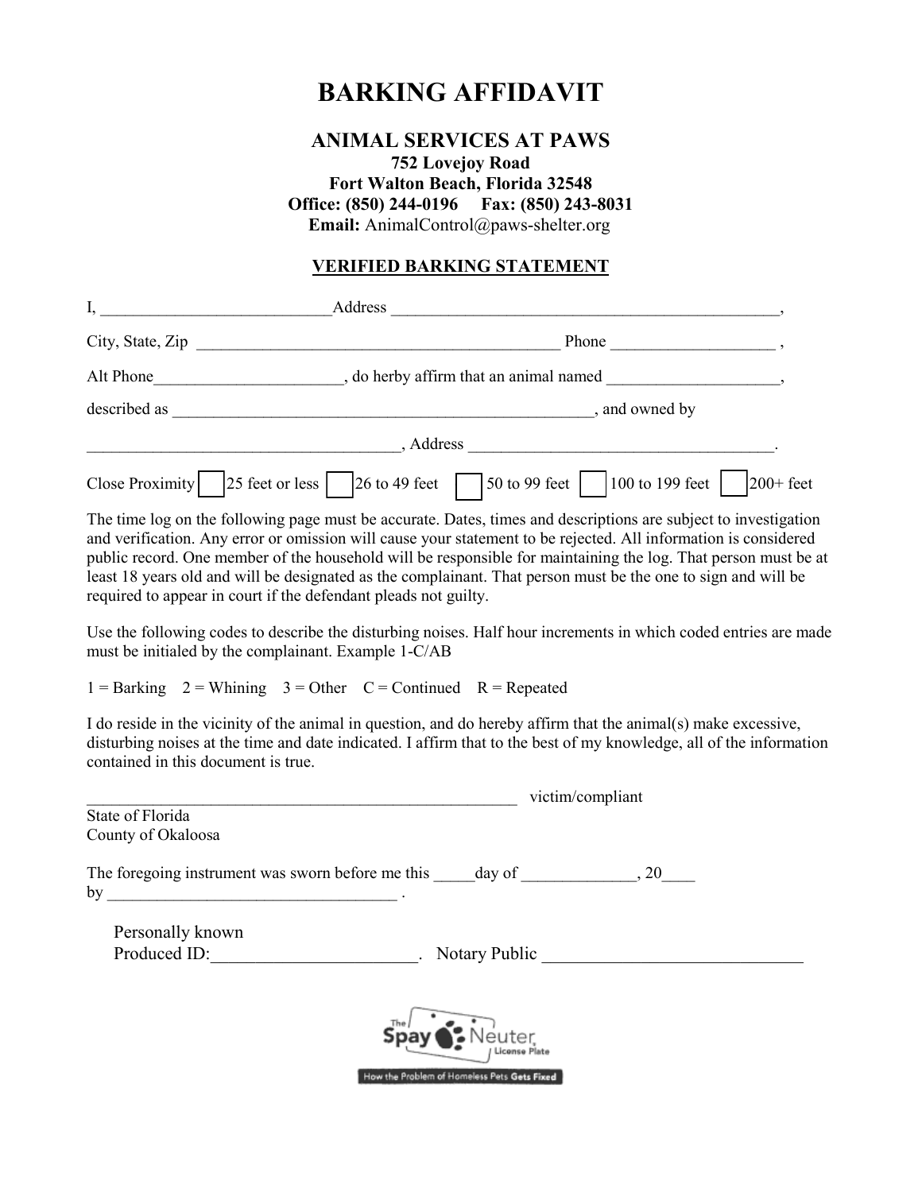# BARKING AFFIDAVIT

## ANIMAL SERVICES AT PAWS

**752 Lovejoy Road**
**Fort Walton Beach, Florida 32548**
**Office: (850) 244-0196 Fax: (850) 243-8031**
**Email:** AnimalControl@paws-shelter.org

### VERIFIED BARKING STATEMENT

I, ____________________________Address ________________________________________________,

City, State, Zip _____________________________________________ Phone ___________________ ,

Alt Phone_______________________, do herby affirm that an animal named ____________________,

described as ____________________________________________________, and owned by

______________________________________, Address ____________________________________.

Close Proximity ☐ 25 feet or less ☐ 26 to 49 feet ☐ 50 to 99 feet ☐ 100 to 199 feet ☐ 200+ feet

The time log on the following page must be accurate. Dates, times and descriptions are subject to investigation and verification. Any error or omission will cause your statement to be rejected. All information is considered public record. One member of the household will be responsible for maintaining the log. That person must be at least 18 years old and will be designated as the complainant. That person must be the one to sign and will be required to appear in court if the defendant pleads not guilty.

Use the following codes to describe the disturbing noises. Half hour increments in which coded entries are made must be initialed by the complainant. Example 1-C/AB

1 = Barking 2 = Whining 3 = Other C = Continued R = Repeated

I do reside in the vicinity of the animal in question, and do hereby affirm that the animal(s) make excessive, disturbing noises at the time and date indicated. I affirm that to the best of my knowledge, all of the information contained in this document is true.

______________________________________________________ victim/compliant

State of Florida
County of Okaloosa

The foregoing instrument was sworn before me this _____day of ______________, 20____
by __________________________________ .

Personally known
Produced ID:_______________________. Notary Public ______________________________

The Spay Neuter License Plate
How the Problem of Homeless Pets Gets Fixed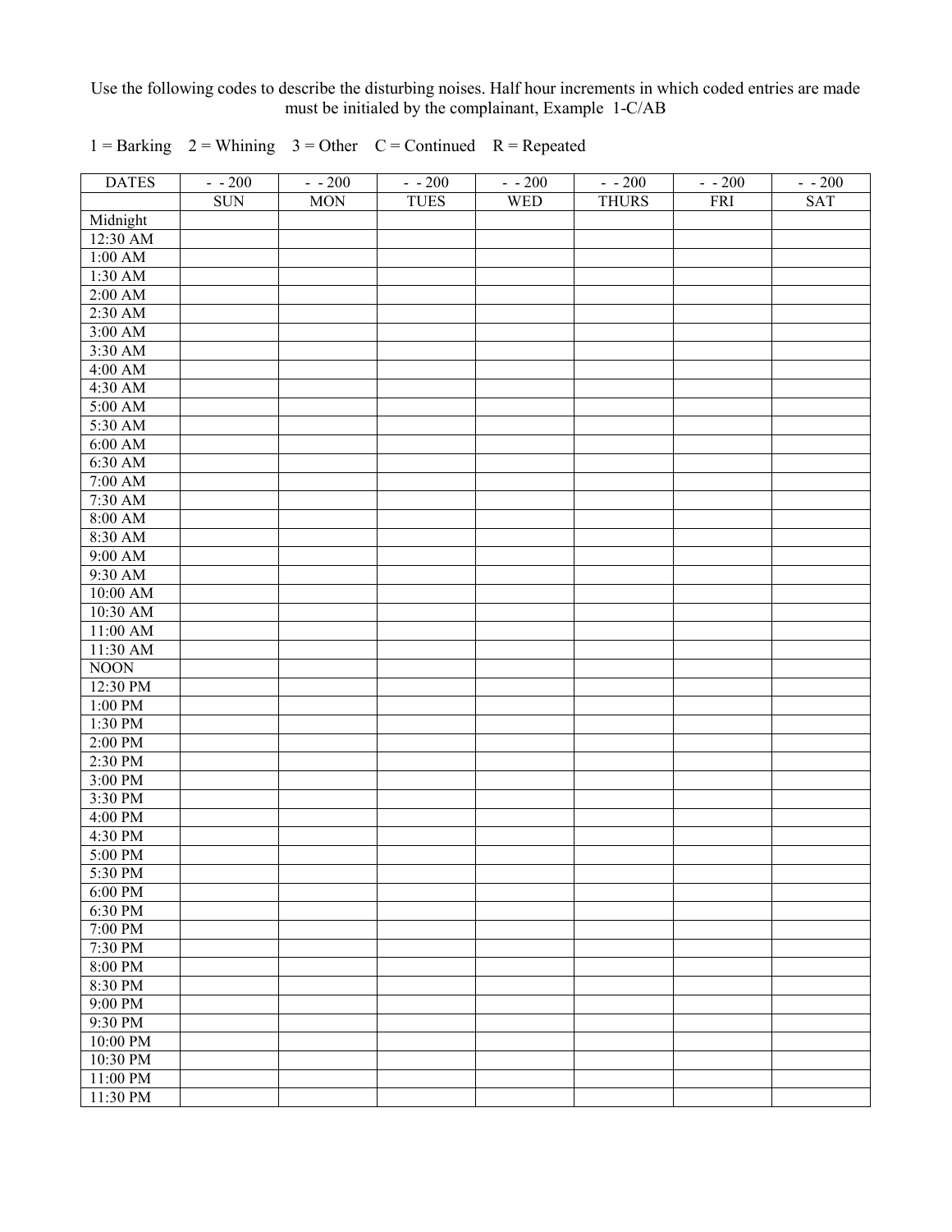Use the following codes to describe the disturbing noises. Half hour increments in which coded entries are made must be initialed by the complainant, Example 1-C/AB

1 = Barking 2 = Whining 3 = Other C = Continued R = Repeated

| DATES | - - 200 | - - 200 | - - 200 | - - 200 | - - 200 | - - 200 | - - 200 |
|---|---|---|---|---|---|---|---|
| | SUN | MON | TUES | WED | THURS | FRI | SAT |
| Midnight | | | | | | | |
| 12:30 AM | | | | | | | |
| 1:00 AM | | | | | | | |
| 1:30 AM | | | | | | | |
| 2:00 AM | | | | | | | |
| 2:30 AM | | | | | | | |
| 3:00 AM | | | | | | | |
| 3:30 AM | | | | | | | |
| 4:00 AM | | | | | | | |
| 4:30 AM | | | | | | | |
| 5:00 AM | | | | | | | |
| 5:30 AM | | | | | | | |
| 6:00 AM | | | | | | | |
| 6:30 AM | | | | | | | |
| 7:00 AM | | | | | | | |
| 7:30 AM | | | | | | | |
| 8:00 AM | | | | | | | |
| 8:30 AM | | | | | | | |
| 9:00 AM | | | | | | | |
| 9:30 AM | | | | | | | |
| 10:00 AM | | | | | | | |
| 10:30 AM | | | | | | | |
| 11:00 AM | | | | | | | |
| 11:30 AM | | | | | | | |
| NOON | | | | | | | |
| 12:30 PM | | | | | | | |
| 1:00 PM | | | | | | | |
| 1:30 PM | | | | | | | |
| 2:00 PM | | | | | | | |
| 2:30 PM | | | | | | | |
| 3:00 PM | | | | | | | |
| 3:30 PM | | | | | | | |
| 4:00 PM | | | | | | | |
| 4:30 PM | | | | | | | |
| 5:00 PM | | | | | | | |
| 5:30 PM | | | | | | | |
| 6:00 PM | | | | | | | |
| 6:30 PM | | | | | | | |
| 7:00 PM | | | | | | | |
| 7:30 PM | | | | | | | |
| 8:00 PM | | | | | | | |
| 8:30 PM | | | | | | | |
| 9:00 PM | | | | | | | |
| 9:30 PM | | | | | | | |
| 10:00 PM | | | | | | | |
| 10:30 PM | | | | | | | |
| 11:00 PM | | | | | | | |
| 11:30 PM | | | | | | | |